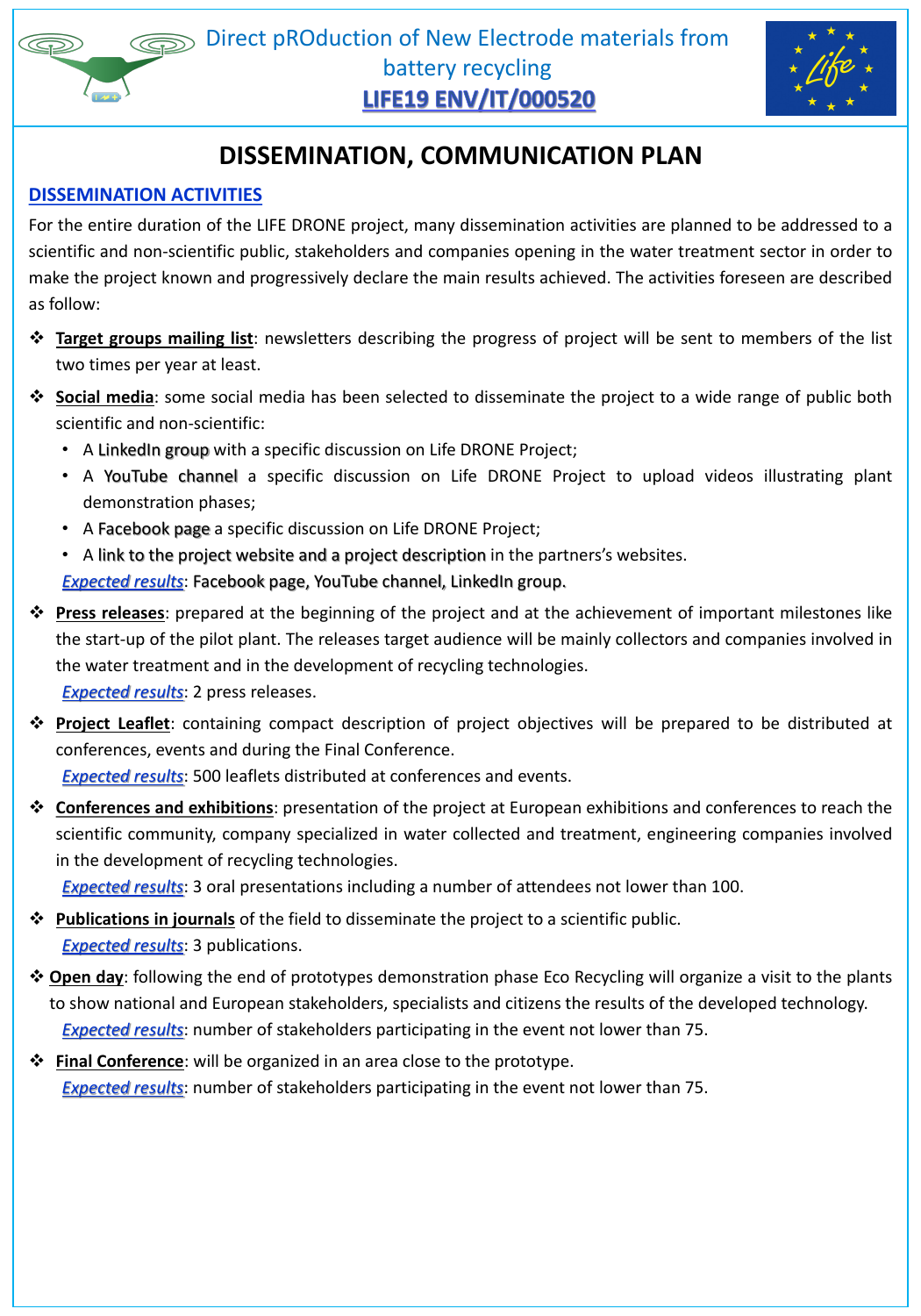Direct pROduction of New Electrode materials from battery recycling

**LIFE19 ENV/IT/000520**

# DISSEMINATION, COMMUNICATION PLAN

## DISSEMINATION ACTIVITIES

For the entire duration of the LIFE DRONE project, many dissemination activities are planned to be addressed to a scientific and non-scientific public, stakeholders and companies opening in the water treatment sector in order to make the project known and progressively declare the main results achieved. The activities foreseen are described as follow:

- **Target groups mailing list**: newsletters describing the progress of project will be sent to members of the list two times per year at least.
- **Social media**: some social media has been selected to disseminate the project to a wide range of public both scientific and non-scientific:
  - A LinkedIn group with a specific discussion on Life DRONE Project;
  - A YouTube channel a specific discussion on Life DRONE Project to upload videos illustrating plant demonstration phases;
  - A Facebook page a specific discussion on Life DRONE Project;
  - A link to the project website and a project description in the partners's websites.

  *Expected results*: Facebook page, YouTube channel, LinkedIn group.
- **Press releases**: prepared at the beginning of the project and at the achievement of important milestones like the start-up of the pilot plant. The releases target audience will be mainly collectors and companies involved in the water treatment and in the development of recycling technologies.

  *Expected results*: 2 press releases.
- **Project Leaflet**: containing compact description of project objectives will be prepared to be distributed at conferences, events and during the Final Conference.

  *Expected results*: 500 leaflets distributed at conferences and events.
- **Conferences and exhibitions**: presentation of the project at European exhibitions and conferences to reach the scientific community, company specialized in water collected and treatment, engineering companies involved in the development of recycling technologies.

  *Expected results*: 3 oral presentations including a number of attendees not lower than 100.
- **Publications in journals** of the field to disseminate the project to a scientific public.

  *Expected results*: 3 publications.
- **Open day**: following the end of prototypes demonstration phase Eco Recycling will organize a visit to the plants to show national and European stakeholders, specialists and citizens the results of the developed technology.

  *Expected results*: number of stakeholders participating in the event not lower than 75.
- **Final Conference**: will be organized in an area close to the prototype.

  *Expected results*: number of stakeholders participating in the event not lower than 75.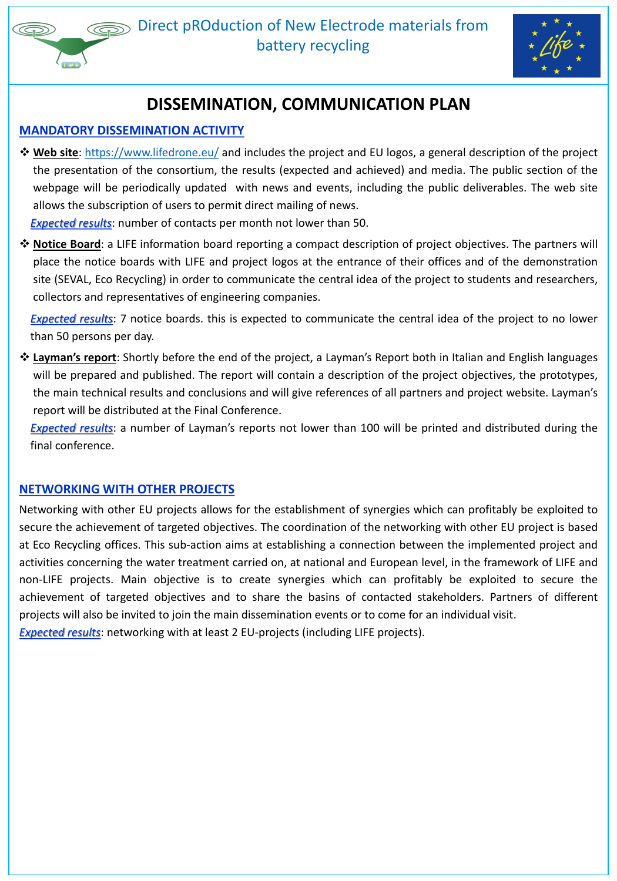Direct pROduction of New Electrode materials from battery recycling

# DISSEMINATION, COMMUNICATION PLAN

## MANDATORY DISSEMINATION ACTIVITY

- **Web site**: https://www.lifedrone.eu/ and includes the project and EU logos, a general description of the project the presentation of the consortium, the results (expected and achieved) and media. The public section of the webpage will be periodically updated with news and events, including the public deliverables. The web site allows the subscription of users to permit direct mailing of news.

  *Expected results*: number of contacts per month not lower than 50.

- **Notice Board**: a LIFE information board reporting a compact description of project objectives. The partners will place the notice boards with LIFE and project logos at the entrance of their offices and of the demonstration site (SEVAL, Eco Recycling) in order to communicate the central idea of the project to students and researchers, collectors and representatives of engineering companies.

  *Expected results*: 7 notice boards. this is expected to communicate the central idea of the project to no lower than 50 persons per day.

- **Layman's report**: Shortly before the end of the project, a Layman's Report both in Italian and English languages will be prepared and published. The report will contain a description of the project objectives, the prototypes, the main technical results and conclusions and will give references of all partners and project website. Layman's report will be distributed at the Final Conference.

  *Expected results*: a number of Layman's reports not lower than 100 will be printed and distributed during the final conference.

## NETWORKING WITH OTHER PROJECTS

Networking with other EU projects allows for the establishment of synergies which can profitably be exploited to secure the achievement of targeted objectives. The coordination of the networking with other EU project is based at Eco Recycling offices. This sub-action aims at establishing a connection between the implemented project and activities concerning the water treatment carried on, at national and European level, in the framework of LIFE and non-LIFE projects. Main objective is to create synergies which can profitably be exploited to secure the achievement of targeted objectives and to share the basins of contacted stakeholders. Partners of different projects will also be invited to join the main dissemination events or to come for an individual visit.

*Expected results*: networking with at least 2 EU-projects (including LIFE projects).